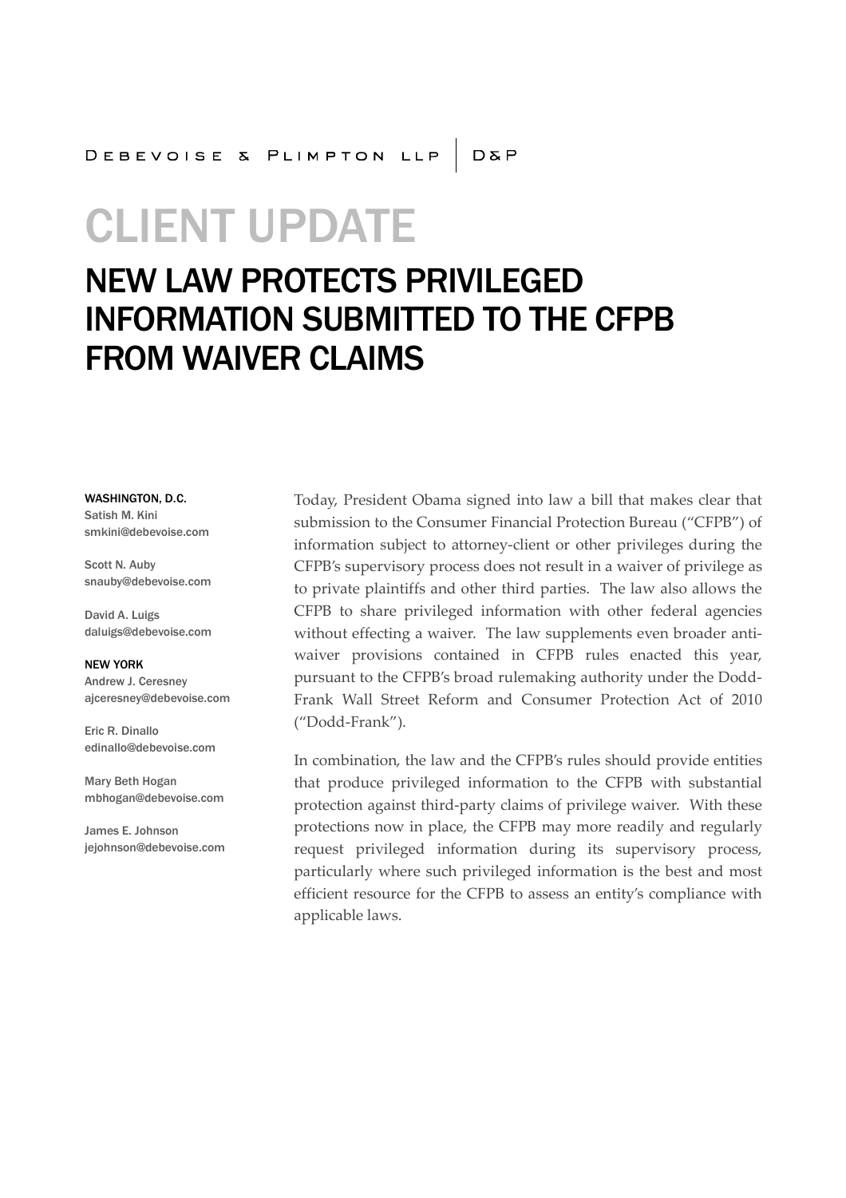DEBEVOISE & PLIMPTON LLP | D&P

# CLIENT UPDATE

## NEW LAW PROTECTS PRIVILEGED INFORMATION SUBMITTED TO THE CFPB FROM WAIVER CLAIMS

**WASHINGTON, D.C.**

Satish M. Kini
smkini@debevoise.com

Scott N. Auby
snauby@debevoise.com

David A. Luigs
daluigs@debevoise.com

**NEW YORK**

Andrew J. Ceresney
ajceresney@debevoise.com

Eric R. Dinallo
edinallo@debevoise.com

Mary Beth Hogan
mbhogan@debevoise.com

James E. Johnson
jejohnson@debevoise.com

Today, President Obama signed into law a bill that makes clear that submission to the Consumer Financial Protection Bureau ("CFPB") of information subject to attorney-client or other privileges during the CFPB's supervisory process does not result in a waiver of privilege as to private plaintiffs and other third parties. The law also allows the CFPB to share privileged information with other federal agencies without effecting a waiver. The law supplements even broader anti-waiver provisions contained in CFPB rules enacted this year, pursuant to the CFPB's broad rulemaking authority under the Dodd-Frank Wall Street Reform and Consumer Protection Act of 2010 ("Dodd-Frank").

In combination, the law and the CFPB's rules should provide entities that produce privileged information to the CFPB with substantial protection against third-party claims of privilege waiver. With these protections now in place, the CFPB may more readily and regularly request privileged information during its supervisory process, particularly where such privileged information is the best and most efficient resource for the CFPB to assess an entity's compliance with applicable laws.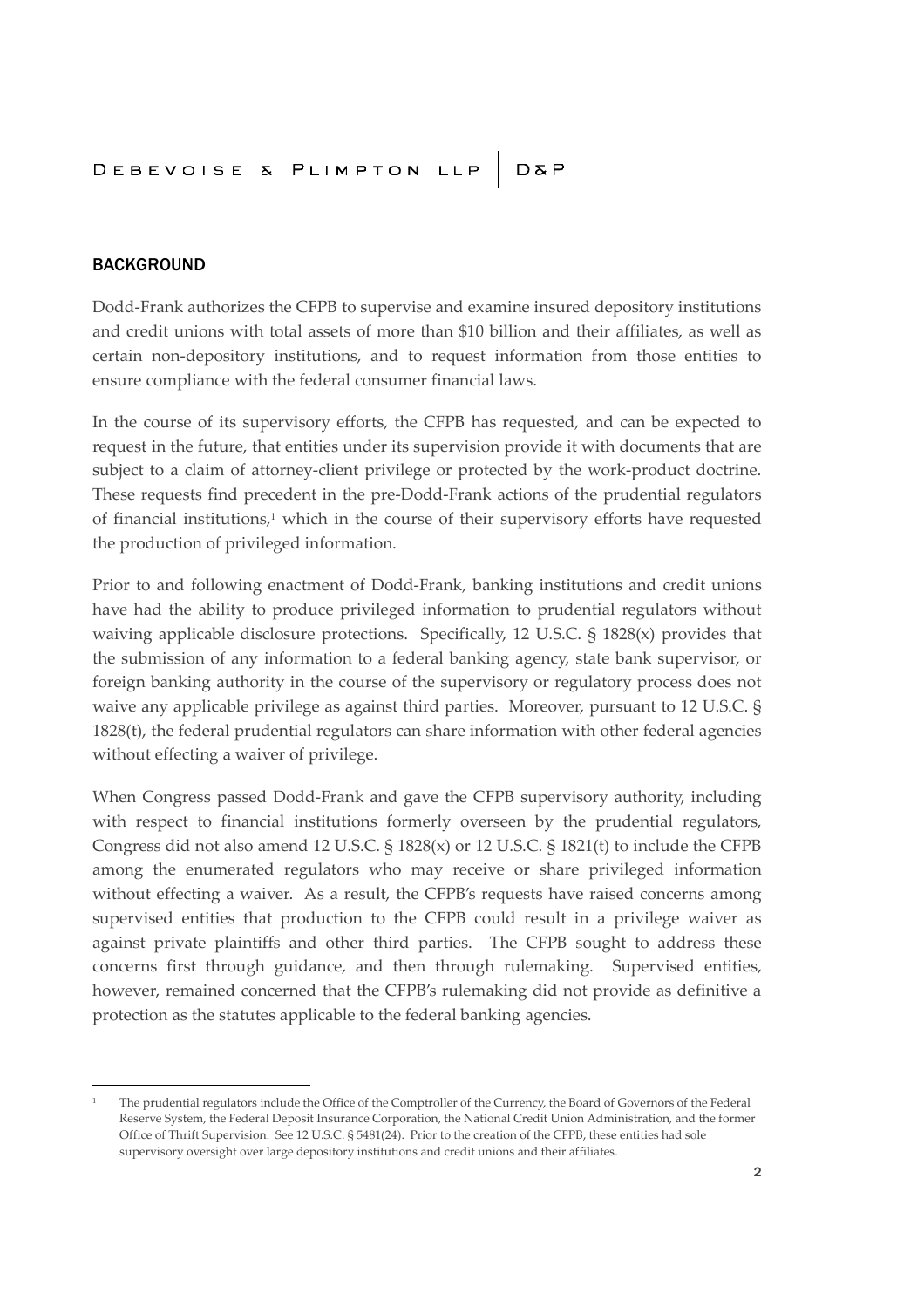## BACKGROUND

Dodd-Frank authorizes the CFPB to supervise and examine insured depository institutions and credit unions with total assets of more than $10 billion and their affiliates, as well as certain non-depository institutions, and to request information from those entities to ensure compliance with the federal consumer financial laws.

In the course of its supervisory efforts, the CFPB has requested, and can be expected to request in the future, that entities under its supervision provide it with documents that are subject to a claim of attorney-client privilege or protected by the work-product doctrine. These requests find precedent in the pre-Dodd-Frank actions of the prudential regulators of financial institutions,[1] which in the course of their supervisory efforts have requested the production of privileged information.

Prior to and following enactment of Dodd-Frank, banking institutions and credit unions have had the ability to produce privileged information to prudential regulators without waiving applicable disclosure protections. Specifically, 12 U.S.C. § 1828(x) provides that the submission of any information to a federal banking agency, state bank supervisor, or foreign banking authority in the course of the supervisory or regulatory process does not waive any applicable privilege as against third parties. Moreover, pursuant to 12 U.S.C. § 1828(t), the federal prudential regulators can share information with other federal agencies without effecting a waiver of privilege.

When Congress passed Dodd-Frank and gave the CFPB supervisory authority, including with respect to financial institutions formerly overseen by the prudential regulators, Congress did not also amend 12 U.S.C. § 1828(x) or 12 U.S.C. § 1821(t) to include the CFPB among the enumerated regulators who may receive or share privileged information without effecting a waiver. As a result, the CFPB's requests have raised concerns among supervised entities that production to the CFPB could result in a privilege waiver as against private plaintiffs and other third parties. The CFPB sought to address these concerns first through guidance, and then through rulemaking. Supervised entities, however, remained concerned that the CFPB's rulemaking did not provide as definitive a protection as the statutes applicable to the federal banking agencies.

---

[1] The prudential regulators include the Office of the Comptroller of the Currency, the Board of Governors of the Federal Reserve System, the Federal Deposit Insurance Corporation, the National Credit Union Administration, and the former Office of Thrift Supervision. See 12 U.S.C. § 5481(24). Prior to the creation of the CFPB, these entities had sole supervisory oversight over large depository institutions and credit unions and their affiliates.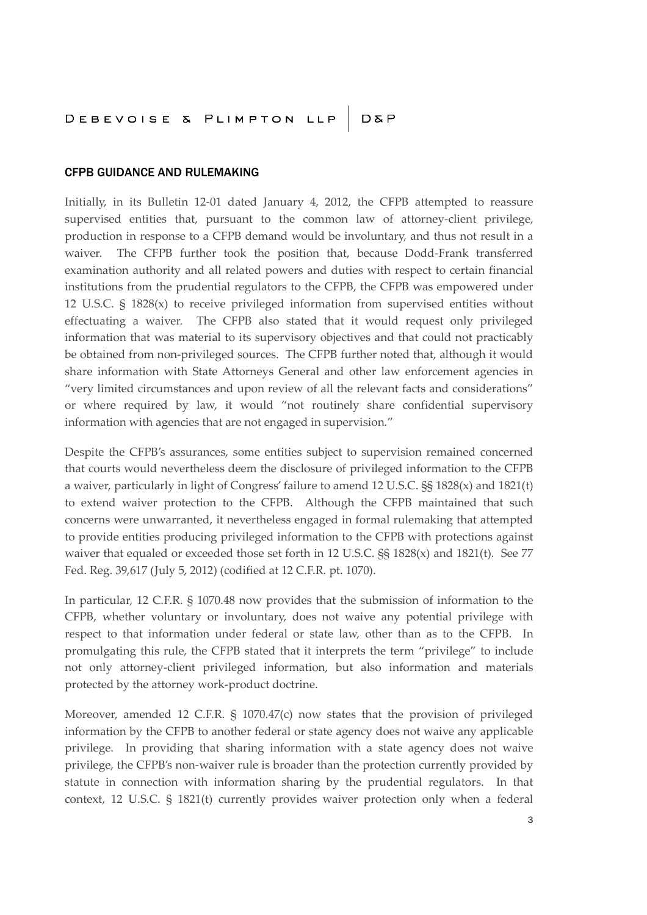## CFPB GUIDANCE AND RULEMAKING

Initially, in its Bulletin 12-01 dated January 4, 2012, the CFPB attempted to reassure supervised entities that, pursuant to the common law of attorney-client privilege, production in response to a CFPB demand would be involuntary, and thus not result in a waiver. The CFPB further took the position that, because Dodd-Frank transferred examination authority and all related powers and duties with respect to certain financial institutions from the prudential regulators to the CFPB, the CFPB was empowered under 12 U.S.C. § 1828(x) to receive privileged information from supervised entities without effectuating a waiver. The CFPB also stated that it would request only privileged information that was material to its supervisory objectives and that could not practicably be obtained from non-privileged sources. The CFPB further noted that, although it would share information with State Attorneys General and other law enforcement agencies in "very limited circumstances and upon review of all the relevant facts and considerations" or where required by law, it would "not routinely share confidential supervisory information with agencies that are not engaged in supervision."

Despite the CFPB's assurances, some entities subject to supervision remained concerned that courts would nevertheless deem the disclosure of privileged information to the CFPB a waiver, particularly in light of Congress' failure to amend 12 U.S.C. §§ 1828(x) and 1821(t) to extend waiver protection to the CFPB. Although the CFPB maintained that such concerns were unwarranted, it nevertheless engaged in formal rulemaking that attempted to provide entities producing privileged information to the CFPB with protections against waiver that equaled or exceeded those set forth in 12 U.S.C. §§ 1828(x) and 1821(t). See 77 Fed. Reg. 39,617 (July 5, 2012) (codified at 12 C.F.R. pt. 1070).

In particular, 12 C.F.R. § 1070.48 now provides that the submission of information to the CFPB, whether voluntary or involuntary, does not waive any potential privilege with respect to that information under federal or state law, other than as to the CFPB. In promulgating this rule, the CFPB stated that it interprets the term "privilege" to include not only attorney-client privileged information, but also information and materials protected by the attorney work-product doctrine.

Moreover, amended 12 C.F.R. § 1070.47(c) now states that the provision of privileged information by the CFPB to another federal or state agency does not waive any applicable privilege. In providing that sharing information with a state agency does not waive privilege, the CFPB's non-waiver rule is broader than the protection currently provided by statute in connection with information sharing by the prudential regulators. In that context, 12 U.S.C. § 1821(t) currently provides waiver protection only when a federal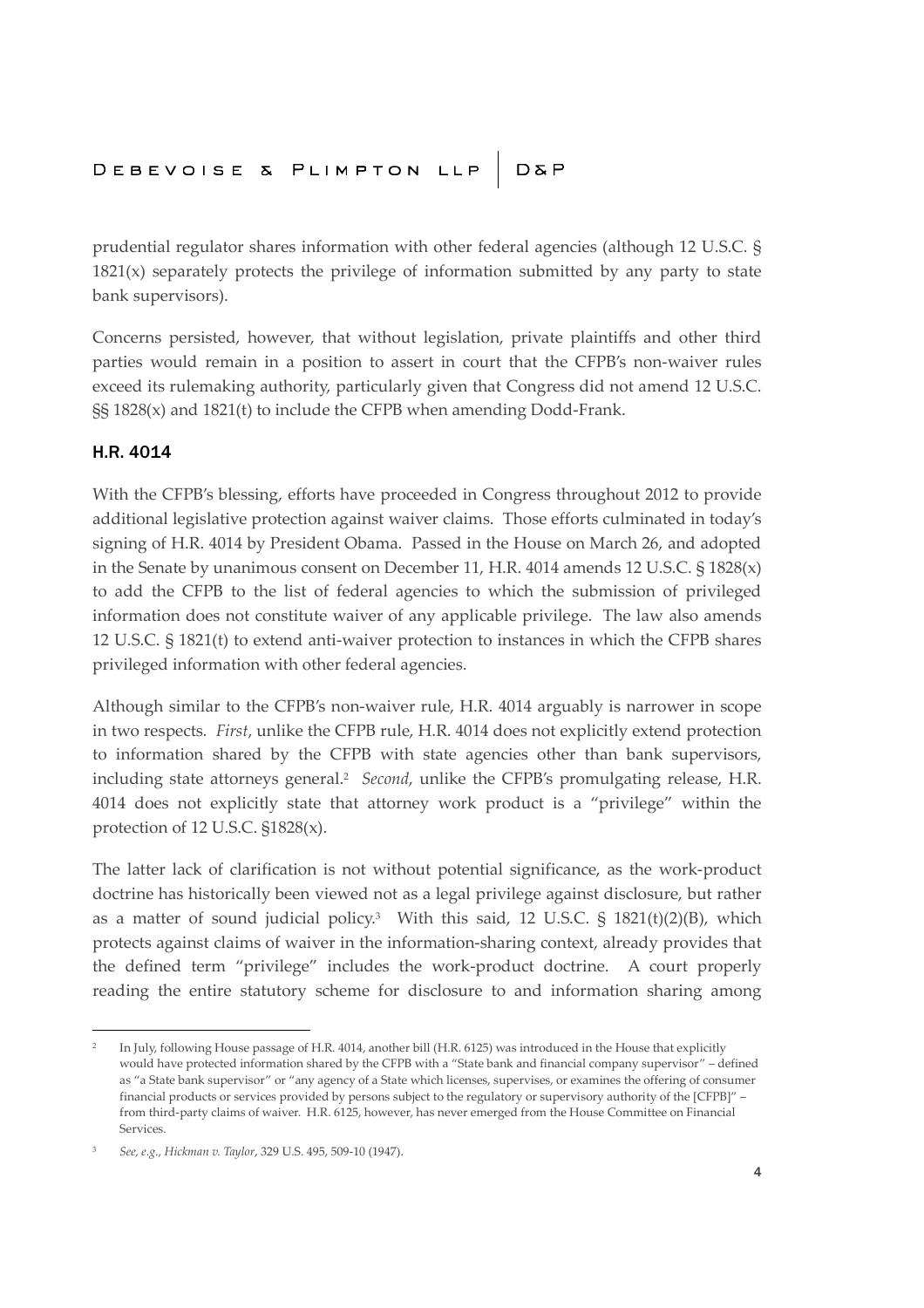prudential regulator shares information with other federal agencies (although 12 U.S.C. § 1821(x) separately protects the privilege of information submitted by any party to state bank supervisors).

Concerns persisted, however, that without legislation, private plaintiffs and other third parties would remain in a position to assert in court that the CFPB's non-waiver rules exceed its rulemaking authority, particularly given that Congress did not amend 12 U.S.C. §§ 1828(x) and 1821(t) to include the CFPB when amending Dodd-Frank.

## H.R. 4014

With the CFPB's blessing, efforts have proceeded in Congress throughout 2012 to provide additional legislative protection against waiver claims. Those efforts culminated in today's signing of H.R. 4014 by President Obama. Passed in the House on March 26, and adopted in the Senate by unanimous consent on December 11, H.R. 4014 amends 12 U.S.C. § 1828(x) to add the CFPB to the list of federal agencies to which the submission of privileged information does not constitute waiver of any applicable privilege. The law also amends 12 U.S.C. § 1821(t) to extend anti-waiver protection to instances in which the CFPB shares privileged information with other federal agencies.

Although similar to the CFPB's non-waiver rule, H.R. 4014 arguably is narrower in scope in two respects. *First*, unlike the CFPB rule, H.R. 4014 does not explicitly extend protection to information shared by the CFPB with state agencies other than bank supervisors, including state attorneys general.[2] *Second*, unlike the CFPB's promulgating release, H.R. 4014 does not explicitly state that attorney work product is a "privilege" within the protection of 12 U.S.C. §1828(x).

The latter lack of clarification is not without potential significance, as the work-product doctrine has historically been viewed not as a legal privilege against disclosure, but rather as a matter of sound judicial policy.[3] With this said, 12 U.S.C. § 1821(t)(2)(B), which protects against claims of waiver in the information-sharing context, already provides that the defined term "privilege" includes the work-product doctrine. A court properly reading the entire statutory scheme for disclosure to and information sharing among

---

[2] In July, following House passage of H.R. 4014, another bill (H.R. 6125) was introduced in the House that explicitly would have protected information shared by the CFPB with a "State bank and financial company supervisor" – defined as "a State bank supervisor" or "any agency of a State which licenses, supervises, or examines the offering of consumer financial products or services provided by persons subject to the regulatory or supervisory authority of the [CFPB]" – from third-party claims of waiver. H.R. 6125, however, has never emerged from the House Committee on Financial Services.

[3] *See, e.g., Hickman v. Taylor*, 329 U.S. 495, 509-10 (1947).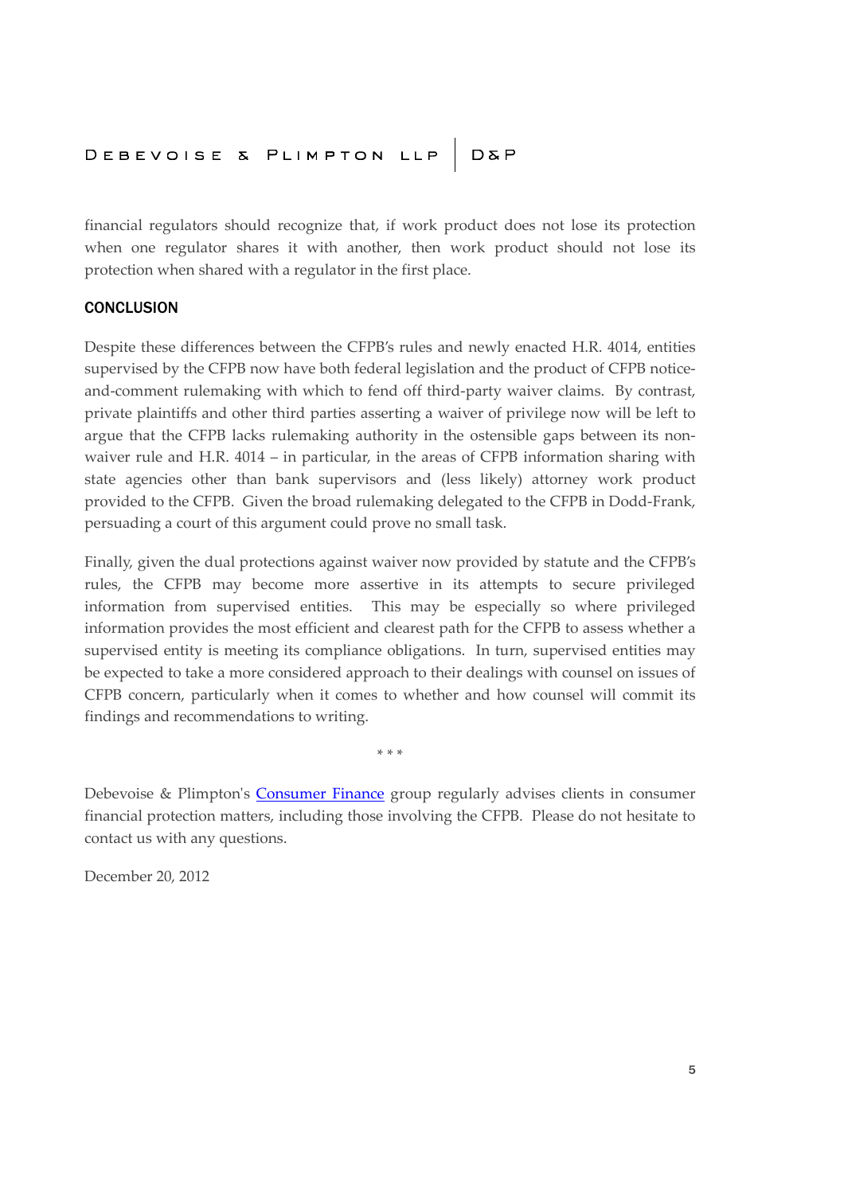financial regulators should recognize that, if work product does not lose its protection when one regulator shares it with another, then work product should not lose its protection when shared with a regulator in the first place.

## CONCLUSION

Despite these differences between the CFPB's rules and newly enacted H.R. 4014, entities supervised by the CFPB now have both federal legislation and the product of CFPB notice-and-comment rulemaking with which to fend off third-party waiver claims. By contrast, private plaintiffs and other third parties asserting a waiver of privilege now will be left to argue that the CFPB lacks rulemaking authority in the ostensible gaps between its non-waiver rule and H.R. 4014 – in particular, in the areas of CFPB information sharing with state agencies other than bank supervisors and (less likely) attorney work product provided to the CFPB. Given the broad rulemaking delegated to the CFPB in Dodd-Frank, persuading a court of this argument could prove no small task.

Finally, given the dual protections against waiver now provided by statute and the CFPB's rules, the CFPB may become more assertive in its attempts to secure privileged information from supervised entities. This may be especially so where privileged information provides the most efficient and clearest path for the CFPB to assess whether a supervised entity is meeting its compliance obligations. In turn, supervised entities may be expected to take a more considered approach to their dealings with counsel on issues of CFPB concern, particularly when it comes to whether and how counsel will commit its findings and recommendations to writing.

\* \* \*

Debevoise & Plimpton's Consumer Finance group regularly advises clients in consumer financial protection matters, including those involving the CFPB. Please do not hesitate to contact us with any questions.

December 20, 2012